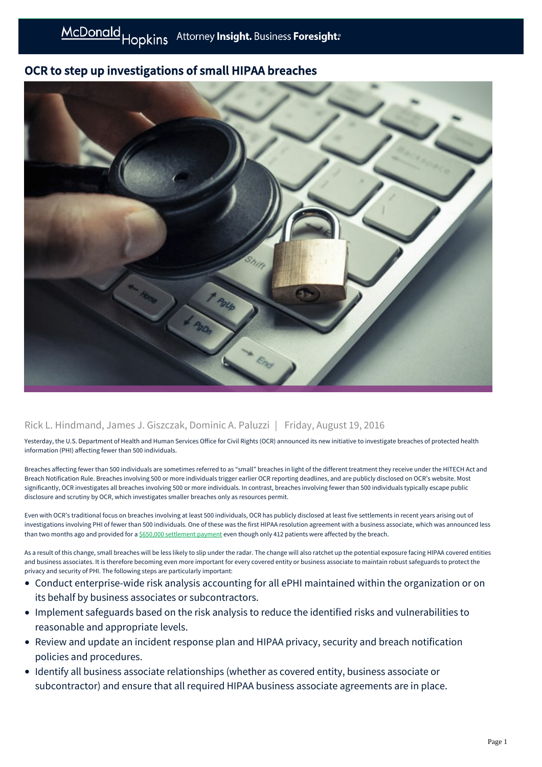# OCR to step up investigations of small HIPAA breaches

Rick L. Hindmand, James J. Giszczak, Dominic A. Paluzzi | Friday, August 19, 2016

Yesterday, the U.S. Department of Health and Human Services Office for Civil Rights (OCR) announced its new initiative to investigate breaches of protected health information (PHI) affecting fewer than 500 individuals.

Breaches affecting fewer than 500 individuals are sometimes referred to as "small" breaches in light of the different treatment they receive under the HITECH Act and Breach Notification Rule. Breaches involving 500 or more individuals trigger earlier OCR reporting deadlines, and are publicly disclosed on OCR's website. Most significantly, OCR investigates all breaches involving 500 or more individuals. In contrast, breaches involving fewer than 500 individuals typically escape public disclosure and scrutiny by OCR, which investigates smaller breaches only as resources permit.

Even with OCR's traditional focus on breaches involving at least 500 individuals, OCR has publicly disclosed at least five settlements in recent years arising out of investigations involving PHI of fewer than 500 individuals. One of these was the first HIPAA resolution agreement with a business associate, which was announced less than two months ago and provided for a $650,000 settlement payment even though only 412 patients were affected by the breach.

As a result of this change, small breaches will be less likely to slip under the radar. The change will also ratchet up the potential exposure facing HIPAA covered entities and business associates. It is therefore becoming even more important for every covered entity or business associate to maintain robust safeguards to protect the privacy and security of PHI. The following steps are particularly important:

- Conduct enterprise-wide risk analysis accounting for all ePHI maintained within the organization or on its behalf by business associates or subcontractors.
- Implement safeguards based on the risk analysis to reduce the identified risks and vulnerabilities to reasonable and appropriate levels.
- Review and update an incident response plan and HIPAA privacy, security and breach notification policies and procedures.
- Identify all business associate relationships (whether as covered entity, business associate or subcontractor) and ensure that all required HIPAA business associate agreements are in place.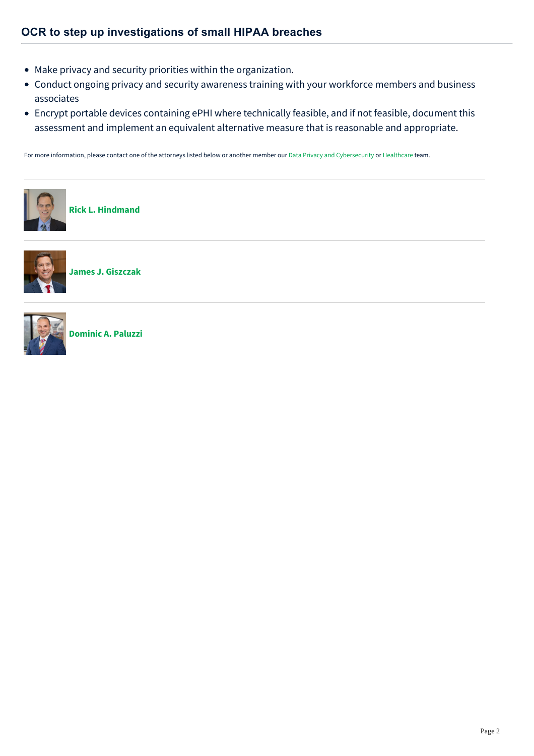- Make privacy and security priorities within the organization.
- Conduct ongoing privacy and security awareness training with your workforce members and business associates
- Encrypt portable devices containing ePHI where technically feasible, and if not feasible, document this assessment and implement an equivalent alternative measure that is reasonable and appropriate.

For more information, please contact one of the attorneys listed below or another member our Data Privacy and Cybersecurity or Healthcare team.

**Rick L. Hindmand**

**James J. Giszczak**

**Dominic A. Paluzzi**